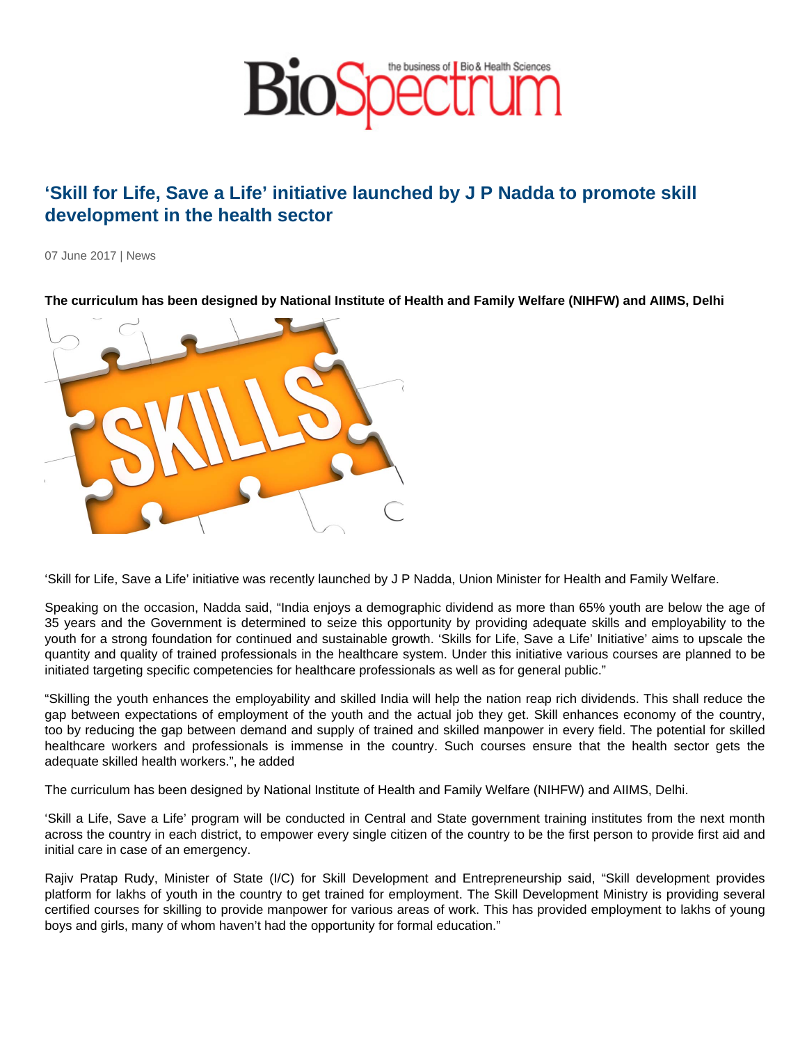# 'Skill for Life, Save a Life' initiative launched by J P Nadda to promote skill development in the health sector

07 June 2017 | News

**The curriculum has been designed by National Institute of Health and Family Welfare (NIHFW) and AIIMS, Delhi**

'Skill for Life, Save a Life' initiative was recently launched by J P Nadda, Union Minister for Health and Family Welfare.

Speaking on the occasion, Nadda said, "India enjoys a demographic dividend as more than 65% youth are below the age of 35 years and the Government is determined to seize this opportunity by providing adequate skills and employability to the youth for a strong foundation for continued and sustainable growth. 'Skills for Life, Save a Life' Initiative' aims to upscale the quantity and quality of trained professionals in the healthcare system. Under this initiative various courses are planned to be initiated targeting specific competencies for healthcare professionals as well as for general public."

"Skilling the youth enhances the employability and skilled India will help the nation reap rich dividends. This shall reduce the gap between expectations of employment of the youth and the actual job they get. Skill enhances economy of the country, too by reducing the gap between demand and supply of trained and skilled manpower in every field. The potential for skilled healthcare workers and professionals is immense in the country. Such courses ensure that the health sector gets the adequate skilled health workers.", he added

The curriculum has been designed by National Institute of Health and Family Welfare (NIHFW) and AIIMS, Delhi.

'Skill a Life, Save a Life' program will be conducted in Central and State government training institutes from the next month across the country in each district, to empower every single citizen of the country to be the first person to provide first aid and initial care in case of an emergency.

Rajiv Pratap Rudy, Minister of State (I/C) for Skill Development and Entrepreneurship said, "Skill development provides platform for lakhs of youth in the country to get trained for employment. The Skill Development Ministry is providing several certified courses for skilling to provide manpower for various areas of work. This has provided employment to lakhs of young boys and girls, many of whom haven't had the opportunity for formal education."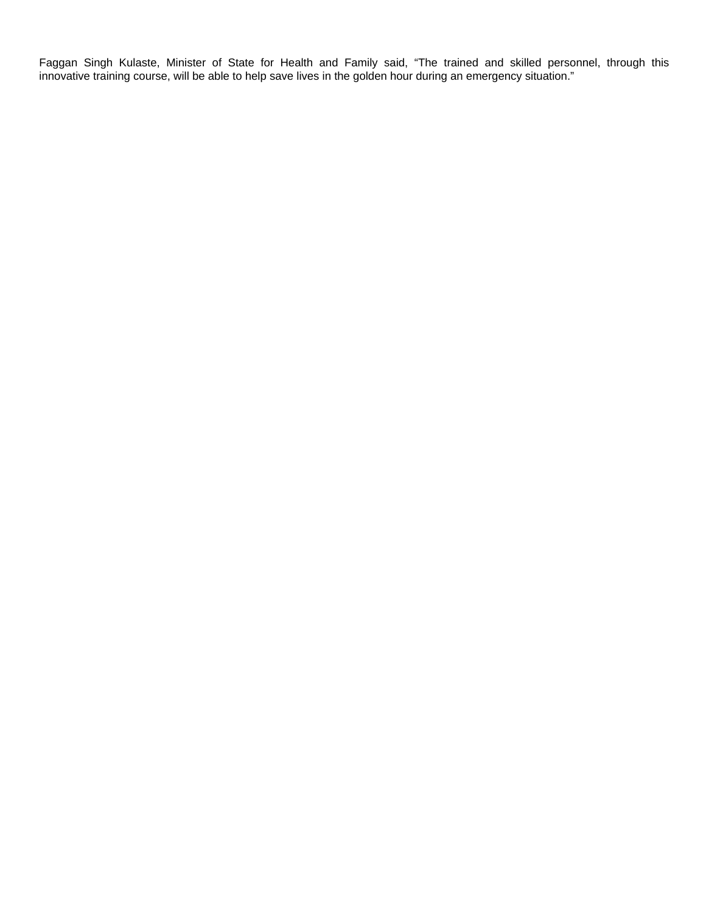Faggan Singh Kulaste, Minister of State for Health and Family said, “The trained and skilled personnel, through this innovative training course, will be able to help save lives in the golden hour during an emergency situation.”